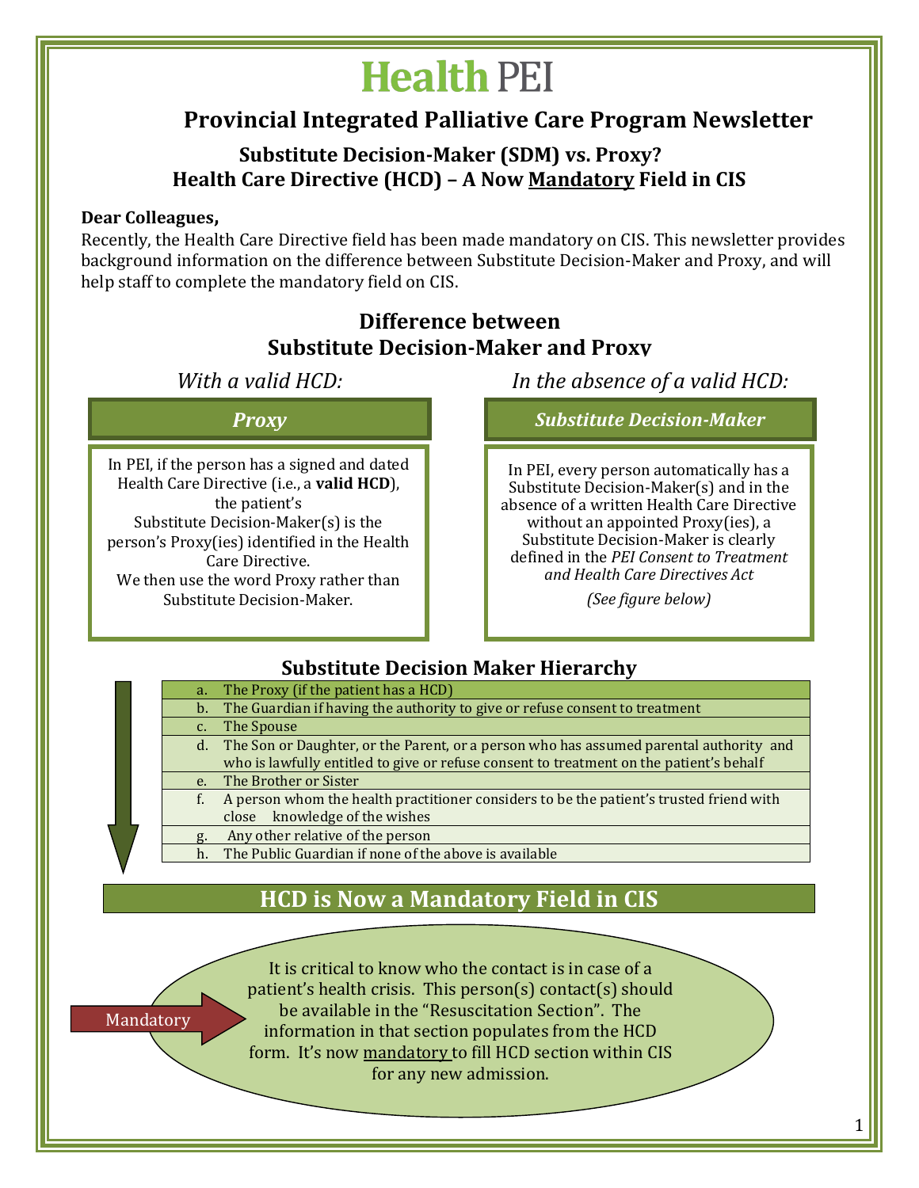# Health PEI

## Provincial Integrated Palliative Care Program Newsletter

### Substitute Decision-Maker (SDM) vs. Proxy?
### Health Care Directive (HCD) – A Now Mandatory Field in CIS

**Dear Colleagues,**

Recently, the Health Care Directive field has been made mandatory on CIS. This newsletter provides background information on the difference between Substitute Decision-Maker and Proxy, and will help staff to complete the mandatory field on CIS.

## Difference between Substitute Decision-Maker and Proxy

*With a valid HCD:*

### *Proxy*

In PEI, if the person has a signed and dated Health Care Directive (i.e., a **valid HCD**), the patient's Substitute Decision-Maker(s) is the person's Proxy(ies) identified in the Health Care Directive.
We then use the word Proxy rather than Substitute Decision-Maker.

*In the absence of a valid HCD:*

### *Substitute Decision-Maker*

In PEI, every person automatically has a Substitute Decision-Maker(s) and in the absence of a written Health Care Directive without an appointed Proxy(ies), a Substitute Decision-Maker is clearly defined in the *PEI Consent to Treatment and Health Care Directives Act*

*(See figure below)*

### Substitute Decision Maker Hierarchy

a. The Proxy (if the patient has a HCD)
b. The Guardian if having the authority to give or refuse consent to treatment
c. The Spouse
d. The Son or Daughter, or the Parent, or a person who has assumed parental authority and who is lawfully entitled to give or refuse consent to treatment on the patient's behalf
e. The Brother or Sister
f. A person whom the health practitioner considers to be the patient's trusted friend with close knowledge of the wishes
g. Any other relative of the person
h. The Public Guardian if none of the above is available

## HCD is Now a Mandatory Field in CIS

Mandatory

It is critical to know who the contact is in case of a patient's health crisis. This person(s) contact(s) should be available in the "Resuscitation Section". The information in that section populates from the HCD form. It's now mandatory to fill HCD section within CIS for any new admission.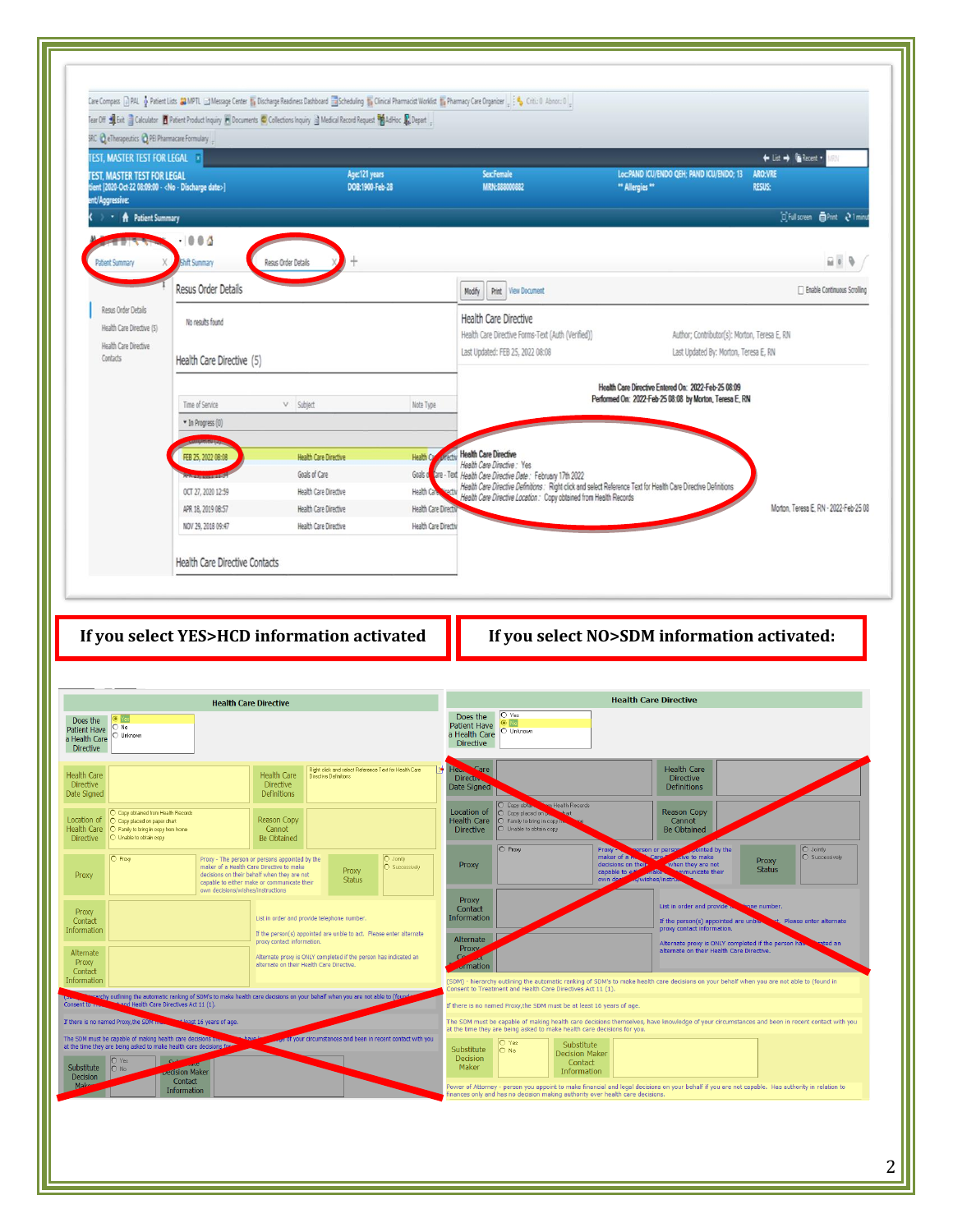If you select YES>HCD information activated

If you select NO>SDM information activated: